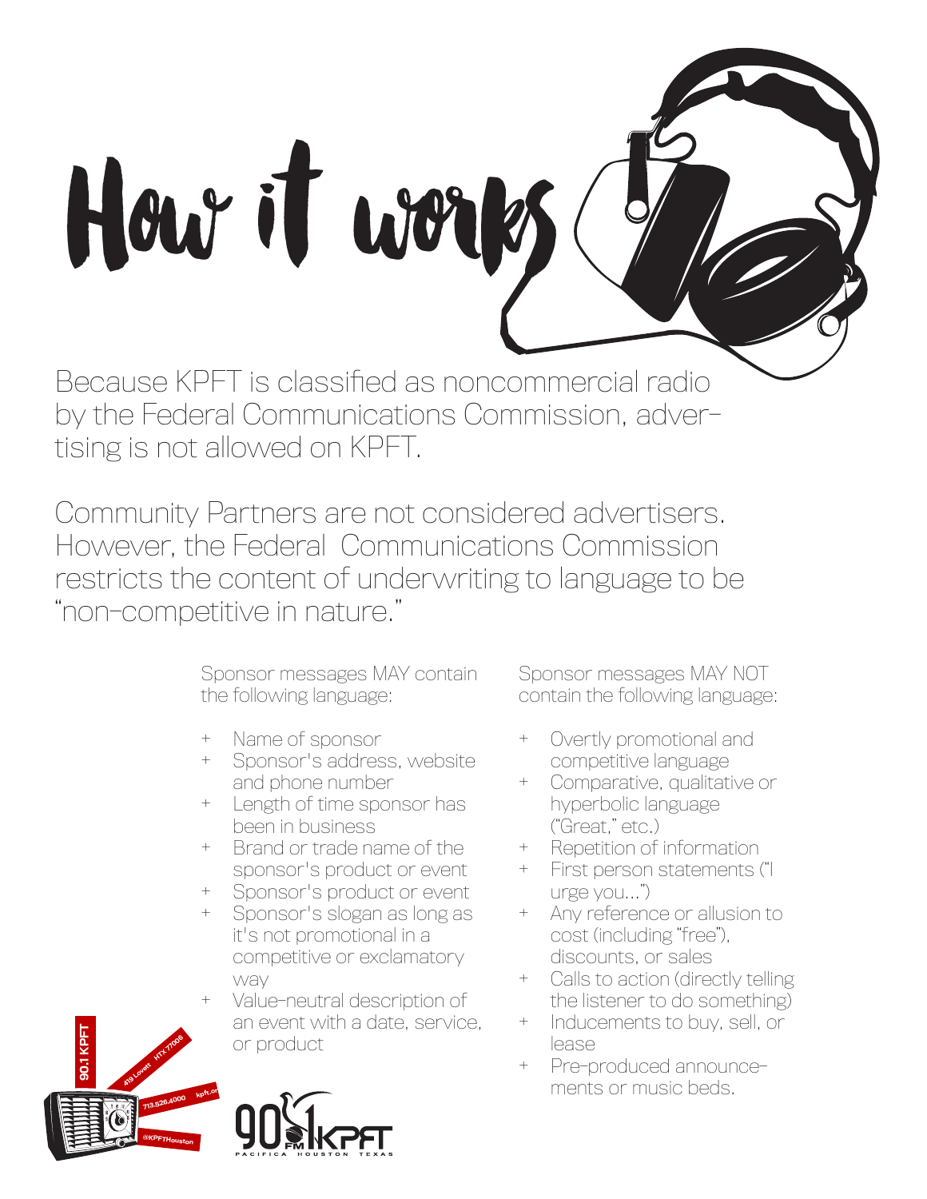# How it works

Because KPFT is classified as noncommercial radio by the Federal Communications Commission, advertising is not allowed on KPFT.

Community Partners are not considered advertisers. However, the Federal Communications Commission restricts the content of underwriting to language to be "non-competitive in nature."

Sponsor messages MAY contain the following language:

- Name of sponsor
- Sponsor's address, website and phone number
- Length of time sponsor has been in business
- Brand or trade name of the sponsor's product or event
- Sponsor's product or event
- Sponsor's slogan as long as it's not promotional in a competitive or exclamatory way
- Value-neutral description of an event with a date, service, or product

Sponsor messages MAY NOT contain the following language:

- Overtly promotional and competitive language
- Comparative, qualitative or hyperbolic language ("Great," etc.)
- Repetition of information
- First person statements ("I urge you...")
- Any reference or allusion to cost (including "free"), discounts, or sales
- Calls to action (directly telling the listener to do something)
- Inducements to buy, sell, or lease
- Pre-produced announcements or music beds.

90.1 KPFT | 419 Lovett HTX 77006 | 713.526.4000 | kpft.org | @KPFTHouston

90.1 FM KPFT PACIFICA HOUSTON TEXAS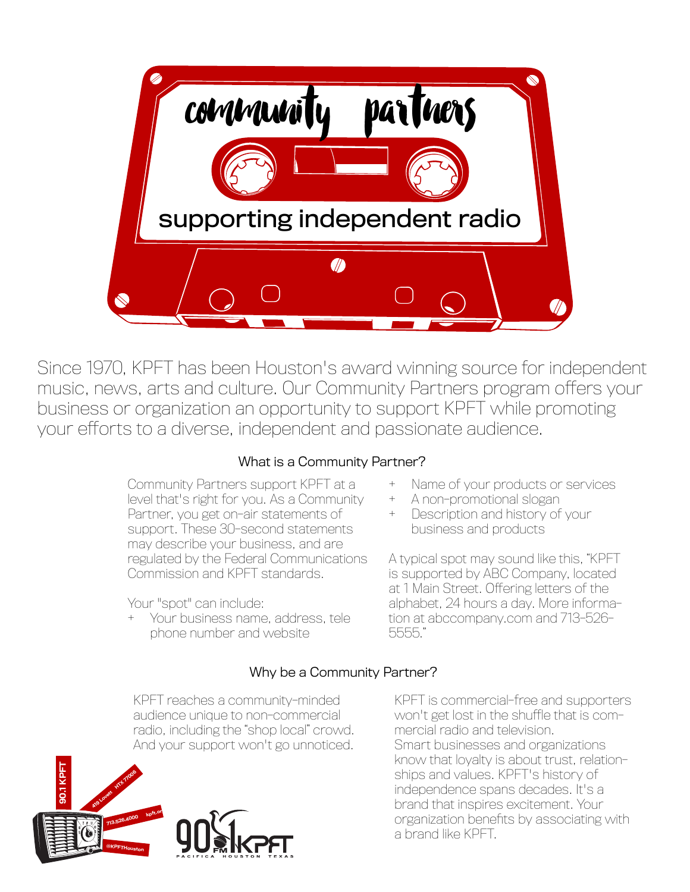# community partners

## supporting independent radio

Since 1970, KPFT has been Houston's award winning source for independent music, news, arts and culture. Our Community Partners program offers your business or organization an opportunity to support KPFT while promoting your efforts to a diverse, independent and passionate audience.

### What is a Community Partner?

Community Partners support KPFT at a level that's right for you. As a Community Partner, you get on-air statements of support. These 30-second statements may describe your business, and are regulated by the Federal Communications Commission and KPFT standards.

Your "spot" can include:

+ Your business name, address, telephone number and website
+ Name of your products or services
+ A non-promotional slogan
+ Description and history of your business and products

A typical spot may sound like this, "KPFT is supported by ABC Company, located at 1 Main Street. Offering letters of the alphabet, 24 hours a day. More information at abccompany.com and 713-526-5555."

### Why be a Community Partner?

KPFT reaches a community-minded audience unique to non-commercial radio, including the "shop local" crowd. And your support won't go unnoticed.

KPFT is commercial-free and supporters won't get lost in the shuffle that is commercial radio and television.

Smart businesses and organizations know that loyalty is about trust, relationships and values. KPFT's history of independence spans decades. It's a brand that inspires excitement. Your organization benefits by associating with a brand like KPFT.

90.1 KPFT
419 Lovett HTX 77006
713.526.4000
kpft.org
@KPFTHouston

90.1 FM KPFT
PACIFICA HOUSTON TEXAS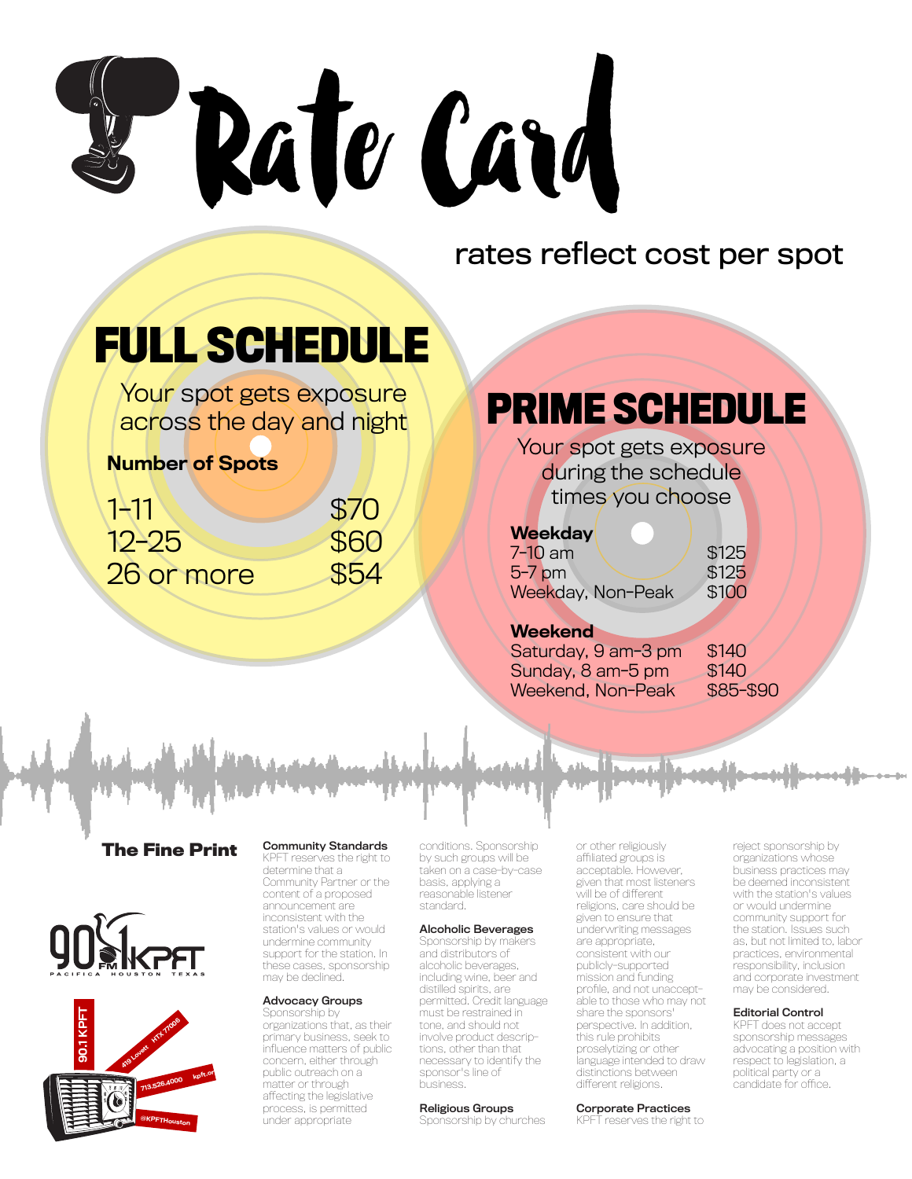# Rate Card

rates reflect cost per spot

## FULL SCHEDULE

Your spot gets exposure across the day and night

| Number of Spots | |
|---|---|
| 1–11 | $70 |
| 12–25 | $60 |
| 26 or more | $54 |

## PRIME SCHEDULE

Your spot gets exposure during the schedule times you choose

| **Weekday** | |
|---|---|
| 7–10 am | $125 |
| 5–7 pm | $125 |
| Weekday, Non-Peak | $100 |

| **Weekend** | |
|---|---|
| Saturday, 9 am–3 pm | $140 |
| Sunday, 8 am–5 pm | $140 |
| Weekend, Non-Peak | $85–$90 |

### The Fine Print

**Community Standards**
KPFT reserves the right to determine that a Community Partner or the content of a proposed announcement are inconsistent with the station's values or would undermine community support for the station. In these cases, sponsorship may be declined.

**Advocacy Groups**
Sponsorship by organizations that, as their primary business, seek to influence matters of public concern, either through public outreach on a matter or through affecting the legislative process, is permitted under appropriate conditions. Sponsorship by such groups will be taken on a case-by-case basis, applying a reasonable listener standard.

**Alcoholic Beverages**
Sponsorship by makers and distributors of alcoholic beverages, including wine, beer and distilled spirits, are permitted. Credit language must be restrained in tone, and should not involve product descriptions, other than that necessary to identify the sponsor's line of business.

**Religious Groups**
Sponsorship by churches or other religiously affiliated groups is acceptable. However, given that most listeners will be of different religions, care should be given to ensure that underwriting messages are appropriate, consistent with our publicly-supported mission and funding profile, and not unacceptable to those who may not share the sponsors' perspective. In addition, this rule prohibits proselytizing or other language intended to draw distinctions between different religions.

**Corporate Practices**
KPFT reserves the right to reject sponsorship by organizations whose business practices may be deemed inconsistent with the station's values or would undermine community support for the station. Issues such as, but not limited to, labor practices, environmental responsibility, inclusion and corporate investment may be considered.

**Editorial Control**
KPFT does not accept sponsorship messages advocating a position with respect to legislation, a political party or a candidate for office.

90.1 FM KPFT
PACIFICA HOUSTON TEXAS

90.1 KPFT
419 Lovett HTX 77006
713.526.4000
kpft.org
@KPFTHouston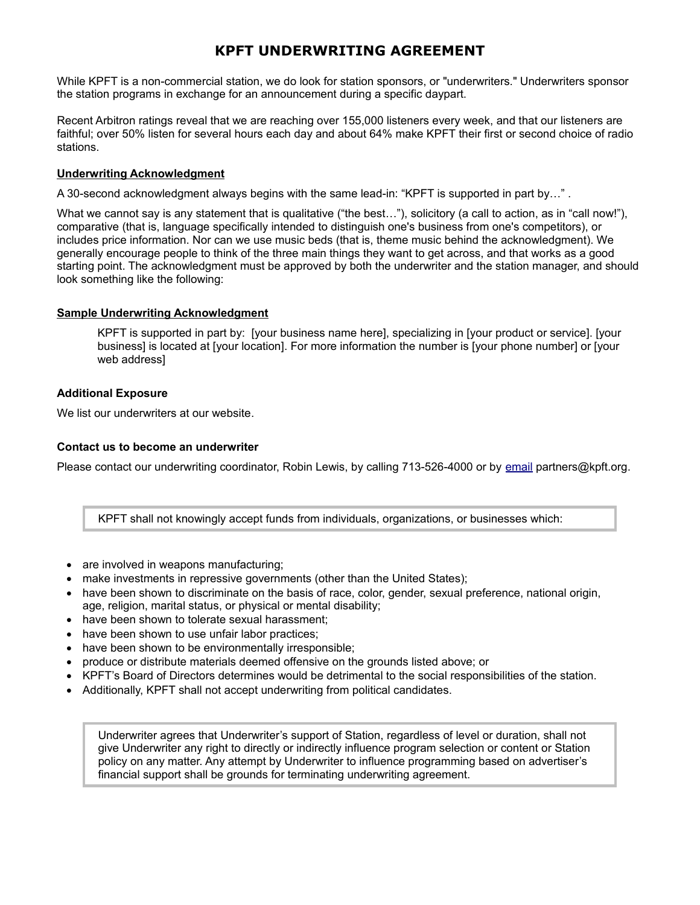# KPFT UNDERWRITING AGREEMENT

While KPFT is a non-commercial station, we do look for station sponsors, or "underwriters." Underwriters sponsor the station programs in exchange for an announcement during a specific daypart.

Recent Arbitron ratings reveal that we are reaching over 155,000 listeners every week, and that our listeners are faithful; over 50% listen for several hours each day and about 64% make KPFT their first or second choice of radio stations.

**<u>Underwriting Acknowledgment</u>**

A 30-second acknowledgment always begins with the same lead-in: “KPFT is supported in part by…” .

What we cannot say is any statement that is qualitative (“the best…”), solicitory (a call to action, as in “call now!”), comparative (that is, language specifically intended to distinguish one's business from one's competitors), or includes price information. Nor can we use music beds (that is, theme music behind the acknowledgment). We generally encourage people to think of the three main things they want to get across, and that works as a good starting point. The acknowledgment must be approved by both the underwriter and the station manager, and should look something like the following:

**<u>Sample Underwriting Acknowledgment</u>**

> KPFT is supported in part by: [your business name here], specializing in [your product or service]. [your business] is located at [your location]. For more information the number is [your phone number] or [your web address]

**Additional Exposure**

We list our underwriters at our website.

**Contact us to become an underwriter**

Please contact our underwriting coordinator, Robin Lewis, by calling 713-526-4000 or by email partners@kpft.org.

> KPFT shall not knowingly accept funds from individuals, organizations, or businesses which:

- are involved in weapons manufacturing;
- make investments in repressive governments (other than the United States);
- have been shown to discriminate on the basis of race, color, gender, sexual preference, national origin, age, religion, marital status, or physical or mental disability;
- have been shown to tolerate sexual harassment;
- have been shown to use unfair labor practices;
- have been shown to be environmentally irresponsible;
- produce or distribute materials deemed offensive on the grounds listed above; or
- KPFT’s Board of Directors determines would be detrimental to the social responsibilities of the station.
- Additionally, KPFT shall not accept underwriting from political candidates.

> Underwriter agrees that Underwriter’s support of Station, regardless of level or duration, shall not give Underwriter any right to directly or indirectly influence program selection or content or Station policy on any matter. Any attempt by Underwriter to influence programming based on advertiser’s financial support shall be grounds for terminating underwriting agreement.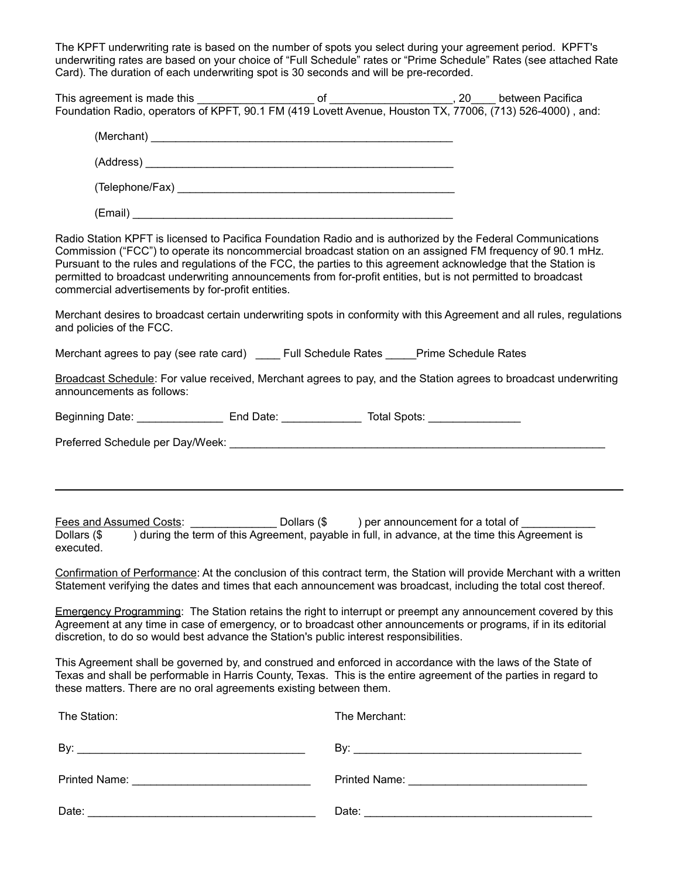The KPFT underwriting rate is based on the number of spots you select during your agreement period. KPFT's underwriting rates are based on your choice of "Full Schedule" rates or "Prime Schedule" Rates (see attached Rate Card). The duration of each underwriting spot is 30 seconds and will be pre-recorded.

This agreement is made this __________________ of ___________________, 20____ between Pacifica Foundation Radio, operators of KPFT, 90.1 FM (419 Lovett Avenue, Houston TX, 77006, (713) 526-4000) , and:

(Merchant) ______________________________________________

(Address) ______________________________________________

(Telephone/Fax) __________________________________________

(Email) ________________________________________________

Radio Station KPFT is licensed to Pacifica Foundation Radio and is authorized by the Federal Communications Commission ("FCC") to operate its noncommercial broadcast station on an assigned FM frequency of 90.1 mHz. Pursuant to the rules and regulations of the FCC, the parties to this agreement acknowledge that the Station is permitted to broadcast underwriting announcements from for-profit entities, but is not permitted to broadcast commercial advertisements by for-profit entities.

Merchant desires to broadcast certain underwriting spots in conformity with this Agreement and all rules, regulations and policies of the FCC.

Merchant agrees to pay (see rate card) ____ Full Schedule Rates _____Prime Schedule Rates

Broadcast Schedule: For value received, Merchant agrees to pay, and the Station agrees to broadcast underwriting announcements as follows:

Beginning Date: ______________ End Date: _____________ Total Spots: _______________

Preferred Schedule per Day/Week: ______________________________________________________________

---

Fees and Assumed Costs: ______________ Dollars ($ ) per announcement for a total of ____________ Dollars ($ ) during the term of this Agreement, payable in full, in advance, at the time this Agreement is executed.

Confirmation of Performance: At the conclusion of this contract term, the Station will provide Merchant with a written Statement verifying the dates and times that each announcement was broadcast, including the total cost thereof.

Emergency Programming: The Station retains the right to interrupt or preempt any announcement covered by this Agreement at any time in case of emergency, or to broadcast other announcements or programs, if in its editorial discretion, to do so would best advance the Station's public interest responsibilities.

This Agreement shall be governed by, and construed and enforced in accordance with the laws of the State of Texas and shall be performable in Harris County, Texas. This is the entire agreement of the parties in regard to these matters. There are no oral agreements existing between them.

| | |
|---|---|
| The Station: | The Merchant: |
| By: _____________________________________ | By: _____________________________________ |
| Printed Name: ____________________________ | Printed Name: ____________________________ |
| Date: ____________________________________ | Date: ____________________________________ |